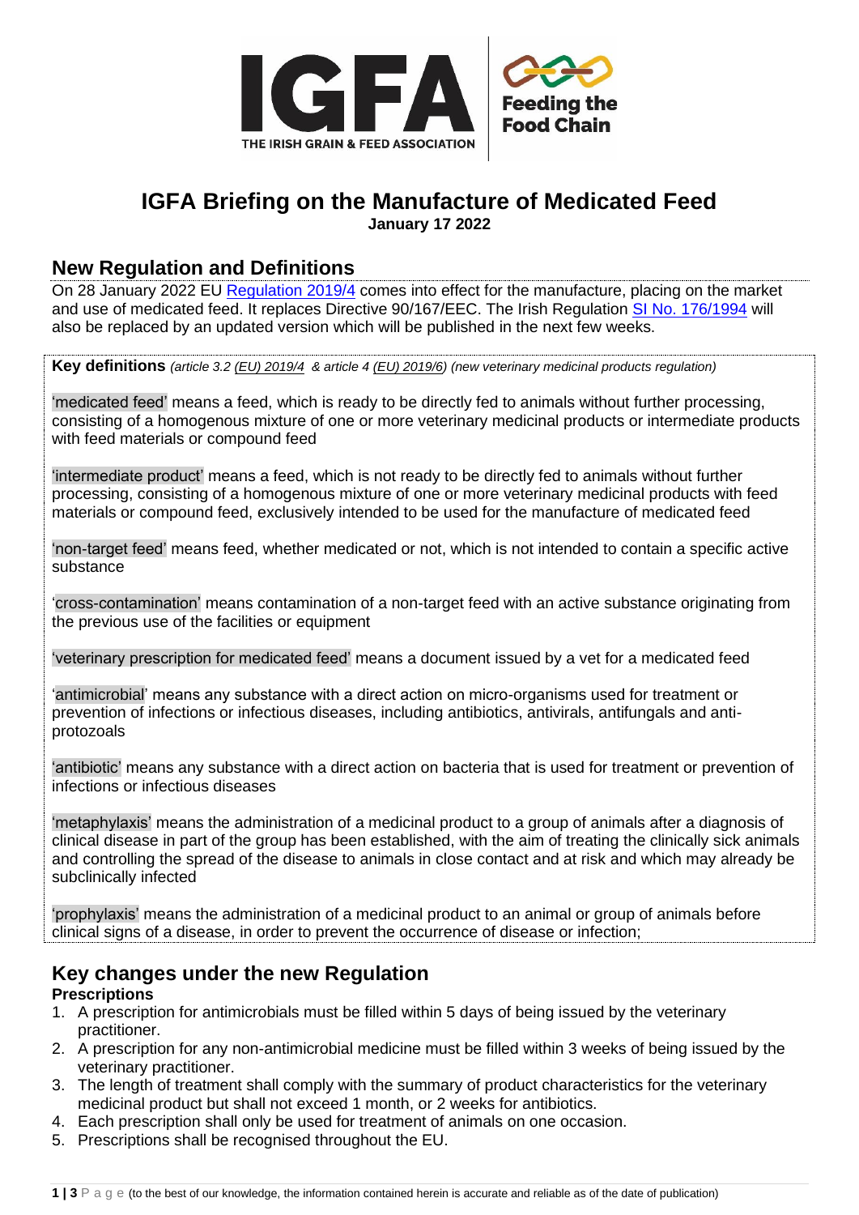# IGFA Briefing on the Manufacture of Medicated Feed

**January 17 2022**

## New Regulation and Definitions

On 28 January 2022 EU Regulation 2019/4 comes into effect for the manufacture, placing on the market and use of medicated feed. It replaces Directive 90/167/EEC. The Irish Regulation SI No. 176/1994 will also be replaced by an updated version which will be published in the next few weeks.

**Key definitions** *(article 3.2 (EU) 2019/4 & article 4 (EU) 2019/6) (new veterinary medicinal products regulation)*

'medicated feed' means a feed, which is ready to be directly fed to animals without further processing, consisting of a homogenous mixture of one or more veterinary medicinal products or intermediate products with feed materials or compound feed

'intermediate product' means a feed, which is not ready to be directly fed to animals without further processing, consisting of a homogenous mixture of one or more veterinary medicinal products with feed materials or compound feed, exclusively intended to be used for the manufacture of medicated feed

'non-target feed' means feed, whether medicated or not, which is not intended to contain a specific active substance

'cross-contamination' means contamination of a non-target feed with an active substance originating from the previous use of the facilities or equipment

'veterinary prescription for medicated feed' means a document issued by a vet for a medicated feed

'antimicrobial' means any substance with a direct action on micro-organisms used for treatment or prevention of infections or infectious diseases, including antibiotics, antivirals, antifungals and anti-protozoals

'antibiotic' means any substance with a direct action on bacteria that is used for treatment or prevention of infections or infectious diseases

'metaphylaxis' means the administration of a medicinal product to a group of animals after a diagnosis of clinical disease in part of the group has been established, with the aim of treating the clinically sick animals and controlling the spread of the disease to animals in close contact and at risk and which may already be subclinically infected

'prophylaxis' means the administration of a medicinal product to an animal or group of animals before clinical signs of a disease, in order to prevent the occurrence of disease or infection;

## Key changes under the new Regulation

**Prescriptions**

1. A prescription for antimicrobials must be filled within 5 days of being issued by the veterinary practitioner.
2. A prescription for any non-antimicrobial medicine must be filled within 3 weeks of being issued by the veterinary practitioner.
3. The length of treatment shall comply with the summary of product characteristics for the veterinary medicinal product but shall not exceed 1 month, or 2 weeks for antibiotics.
4. Each prescription shall only be used for treatment of animals on one occasion.
5. Prescriptions shall be recognised throughout the EU.

(to the best of our knowledge, the information contained herein is accurate and reliable as of the date of publication)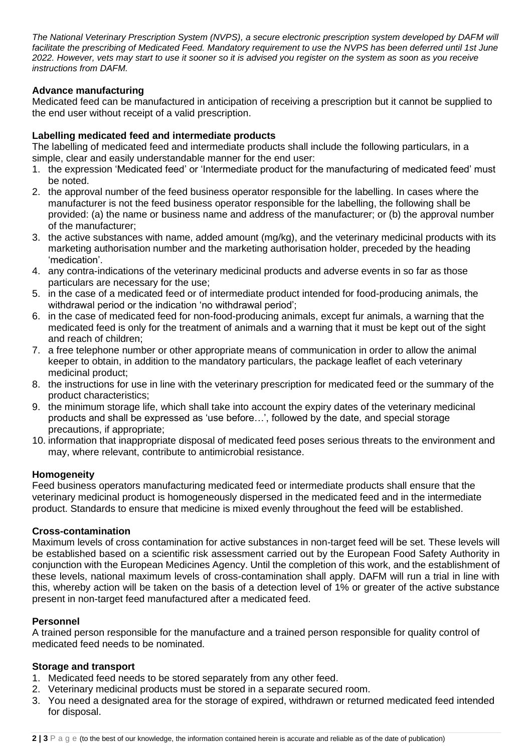*The National Veterinary Prescription System (NVPS), a secure electronic prescription system developed by DAFM will facilitate the prescribing of Medicated Feed. Mandatory requirement to use the NVPS has been deferred until 1st June 2022. However, vets may start to use it sooner so it is advised you register on the system as soon as you receive instructions from DAFM.*

**Advance manufacturing**

Medicated feed can be manufactured in anticipation of receiving a prescription but it cannot be supplied to the end user without receipt of a valid prescription.

**Labelling medicated feed and intermediate products**

The labelling of medicated feed and intermediate products shall include the following particulars, in a simple, clear and easily understandable manner for the end user:

1. the expression 'Medicated feed' or 'Intermediate product for the manufacturing of medicated feed' must be noted.
2. the approval number of the feed business operator responsible for the labelling. In cases where the manufacturer is not the feed business operator responsible for the labelling, the following shall be provided: (a) the name or business name and address of the manufacturer; or (b) the approval number of the manufacturer;
3. the active substances with name, added amount (mg/kg), and the veterinary medicinal products with its marketing authorisation number and the marketing authorisation holder, preceded by the heading 'medication'.
4. any contra-indications of the veterinary medicinal products and adverse events in so far as those particulars are necessary for the use;
5. in the case of a medicated feed or of intermediate product intended for food-producing animals, the withdrawal period or the indication 'no withdrawal period';
6. in the case of medicated feed for non-food-producing animals, except fur animals, a warning that the medicated feed is only for the treatment of animals and a warning that it must be kept out of the sight and reach of children;
7. a free telephone number or other appropriate means of communication in order to allow the animal keeper to obtain, in addition to the mandatory particulars, the package leaflet of each veterinary medicinal product;
8. the instructions for use in line with the veterinary prescription for medicated feed or the summary of the product characteristics;
9. the minimum storage life, which shall take into account the expiry dates of the veterinary medicinal products and shall be expressed as 'use before…', followed by the date, and special storage precautions, if appropriate;
10. information that inappropriate disposal of medicated feed poses serious threats to the environment and may, where relevant, contribute to antimicrobial resistance.

**Homogeneity**

Feed business operators manufacturing medicated feed or intermediate products shall ensure that the veterinary medicinal product is homogeneously dispersed in the medicated feed and in the intermediate product. Standards to ensure that medicine is mixed evenly throughout the feed will be established.

**Cross-contamination**

Maximum levels of cross contamination for active substances in non-target feed will be set. These levels will be established based on a scientific risk assessment carried out by the European Food Safety Authority in conjunction with the European Medicines Agency. Until the completion of this work, and the establishment of these levels, national maximum levels of cross-contamination shall apply. DAFM will run a trial in line with this, whereby action will be taken on the basis of a detection level of 1% or greater of the active substance present in non-target feed manufactured after a medicated feed.

**Personnel**

A trained person responsible for the manufacture and a trained person responsible for quality control of medicated feed needs to be nominated.

**Storage and transport**

1. Medicated feed needs to be stored separately from any other feed.
2. Veterinary medicinal products must be stored in a separate secured room.
3. You need a designated area for the storage of expired, withdrawn or returned medicated feed intended for disposal.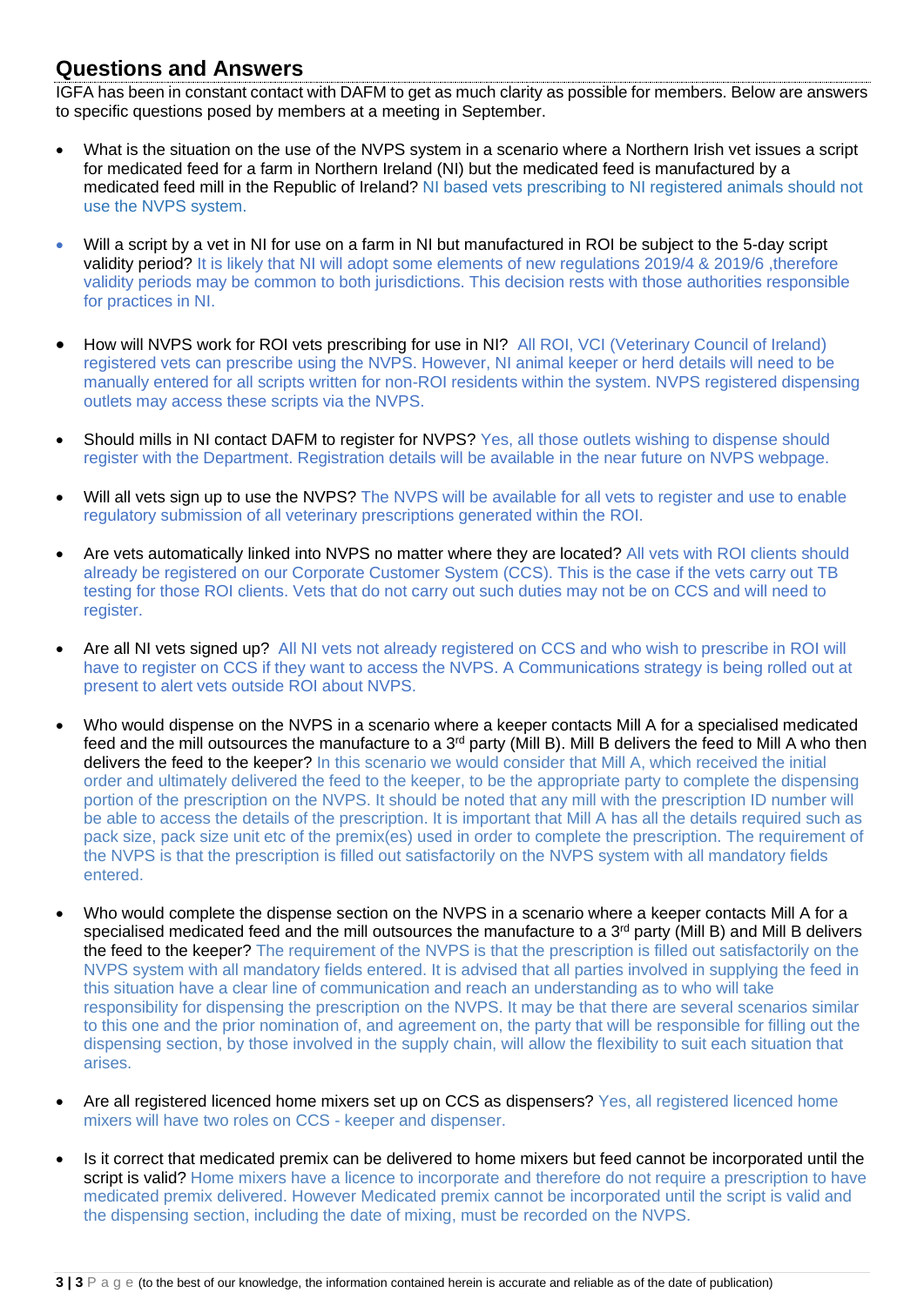## Questions and Answers

IGFA has been in constant contact with DAFM to get as much clarity as possible for members. Below are answers to specific questions posed by members at a meeting in September.

- What is the situation on the use of the NVPS system in a scenario where a Northern Irish vet issues a script for medicated feed for a farm in Northern Ireland (NI) but the medicated feed is manufactured by a medicated feed mill in the Republic of Ireland? NI based vets prescribing to NI registered animals should not use the NVPS system.

- Will a script by a vet in NI for use on a farm in NI but manufactured in ROI be subject to the 5-day script validity period? It is likely that NI will adopt some elements of new regulations 2019/4 & 2019/6 ,therefore validity periods may be common to both jurisdictions. This decision rests with those authorities responsible for practices in NI.

- How will NVPS work for ROI vets prescribing for use in NI? All ROI, VCI (Veterinary Council of Ireland) registered vets can prescribe using the NVPS. However, NI animal keeper or herd details will need to be manually entered for all scripts written for non-ROI residents within the system. NVPS registered dispensing outlets may access these scripts via the NVPS.

- Should mills in NI contact DAFM to register for NVPS? Yes, all those outlets wishing to dispense should register with the Department. Registration details will be available in the near future on NVPS webpage.

- Will all vets sign up to use the NVPS? The NVPS will be available for all vets to register and use to enable regulatory submission of all veterinary prescriptions generated within the ROI.

- Are vets automatically linked into NVPS no matter where they are located? All vets with ROI clients should already be registered on our Corporate Customer System (CCS). This is the case if the vets carry out TB testing for those ROI clients. Vets that do not carry out such duties may not be on CCS and will need to register.

- Are all NI vets signed up? All NI vets not already registered on CCS and who wish to prescribe in ROI will have to register on CCS if they want to access the NVPS. A Communications strategy is being rolled out at present to alert vets outside ROI about NVPS.

- Who would dispense on the NVPS in a scenario where a keeper contacts Mill A for a specialised medicated feed and the mill outsources the manufacture to a 3rd party (Mill B). Mill B delivers the feed to Mill A who then delivers the feed to the keeper? In this scenario we would consider that Mill A, which received the initial order and ultimately delivered the feed to the keeper, to be the appropriate party to complete the dispensing portion of the prescription on the NVPS. It should be noted that any mill with the prescription ID number will be able to access the details of the prescription. It is important that Mill A has all the details required such as pack size, pack size unit etc of the premix(es) used in order to complete the prescription. The requirement of the NVPS is that the prescription is filled out satisfactorily on the NVPS system with all mandatory fields entered.

- Who would complete the dispense section on the NVPS in a scenario where a keeper contacts Mill A for a specialised medicated feed and the mill outsources the manufacture to a 3rd party (Mill B) and Mill B delivers the feed to the keeper? The requirement of the NVPS is that the prescription is filled out satisfactorily on the NVPS system with all mandatory fields entered. It is advised that all parties involved in supplying the feed in this situation have a clear line of communication and reach an understanding as to who will take responsibility for dispensing the prescription on the NVPS. It may be that there are several scenarios similar to this one and the prior nomination of, and agreement on, the party that will be responsible for filling out the dispensing section, by those involved in the supply chain, will allow the flexibility to suit each situation that arises.

- Are all registered licenced home mixers set up on CCS as dispensers? Yes, all registered licenced home mixers will have two roles on CCS - keeper and dispenser.

- Is it correct that medicated premix can be delivered to home mixers but feed cannot be incorporated until the script is valid? Home mixers have a licence to incorporate and therefore do not require a prescription to have medicated premix delivered. However Medicated premix cannot be incorporated until the script is valid and the dispensing section, including the date of mixing, must be recorded on the NVPS.

(to the best of our knowledge, the information contained herein is accurate and reliable as of the date of publication)